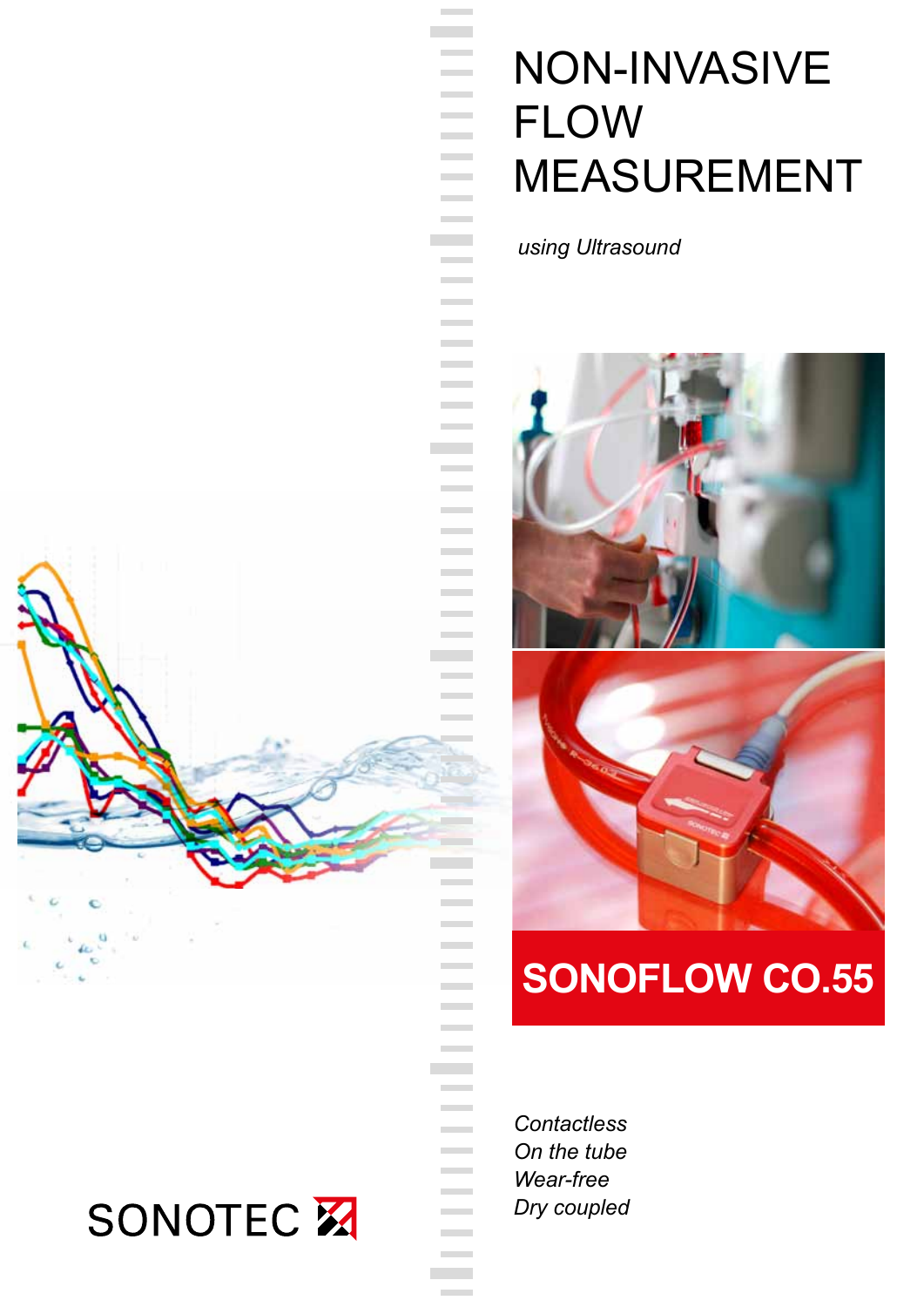# NON-INVASIVE FLOW MEASUREMENT

*using Ultrasound*

## SONOFLOW CO.55

*Contactless*
*On the tube*
*Wear-free*
*Dry coupled*

SONOTEC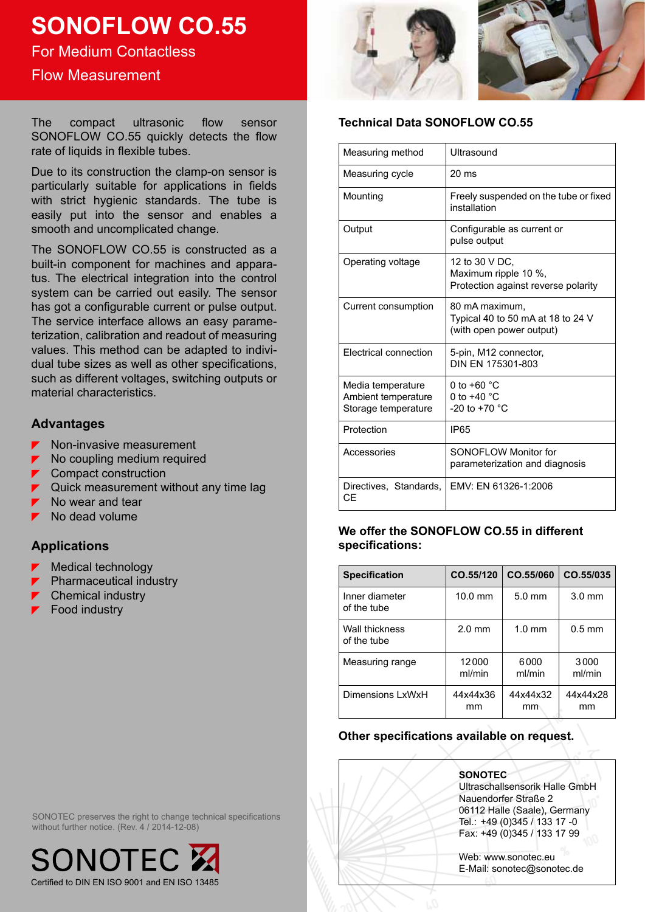# SONOFLOW CO.55

For Medium Contactless Flow Measurement

The compact ultrasonic flow sensor SONOFLOW CO.55 quickly detects the flow rate of liquids in flexible tubes.

Due to its construction the clamp-on sensor is particularly suitable for applications in fields with strict hygienic standards. The tube is easily put into the sensor and enables a smooth and uncomplicated change.

The SONOFLOW CO.55 is constructed as a built-in component for machines and apparatus. The electrical integration into the control system can be carried out easily. The sensor has got a configurable current or pulse output. The service interface allows an easy parameterization, calibration and readout of measuring values. This method can be adapted to individual tube sizes as well as other specifications, such as different voltages, switching outputs or material characteristics.

## Advantages

- Non-invasive measurement
- No coupling medium required
- Compact construction
- Quick measurement without any time lag
- No wear and tear
- No dead volume

## Applications

- Medical technology
- Pharmaceutical industry
- Chemical industry
- Food industry

## Technical Data SONOFLOW CO.55

| | |
|---|---|
| Measuring method | Ultrasound |
| Measuring cycle | 20 ms |
| Mounting | Freely suspended on the tube or fixed installation |
| Output | Configurable as current or pulse output |
| Operating voltage | 12 to 30 V DC, Maximum ripple 10 %, Protection against reverse polarity |
| Current consumption | 80 mA maximum, Typical 40 to 50 mA at 18 to 24 V (with open power output) |
| Electrical connection | 5-pin, M12 connector, DIN EN 175301-803 |
| Media temperature<br>Ambient temperature<br>Storage temperature | 0 to +60 °C<br>0 to +40 °C<br>-20 to +70 °C |
| Protection | IP65 |
| Accessories | SONOFLOW Monitor for parameterization and diagnosis |
| Directives, Standards, CE | EMV: EN 61326-1:2006 |

## We offer the SONOFLOW CO.55 in different specifications:

| Specification | CO.55/120 | CO.55/060 | CO.55/035 |
|---|---|---|---|
| Inner diameter of the tube | 10.0 mm | 5.0 mm | 3.0 mm |
| Wall thickness of the tube | 2.0 mm | 1.0 mm | 0.5 mm |
| Measuring range | 12000 ml/min | 6000 ml/min | 3000 ml/min |
| Dimensions LxWxH | 44x44x36 mm | 44x44x32 mm | 44x44x28 mm |

**Other specifications available on request.**

**SONOTEC**
Ultraschallsensorik Halle GmbH
Nauendorfer Straße 2
06112 Halle (Saale), Germany
Tel.: +49 (0)345 / 133 17 -0
Fax: +49 (0)345 / 133 17 99

Web: www.sonotec.eu
E-Mail: sonotec@sonotec.de

SONOTEC preserves the right to change technical specifications without further notice. (Rev. 4 / 2014-12-08)

SONOTEC

Certified to DIN EN ISO 9001 and EN ISO 13485